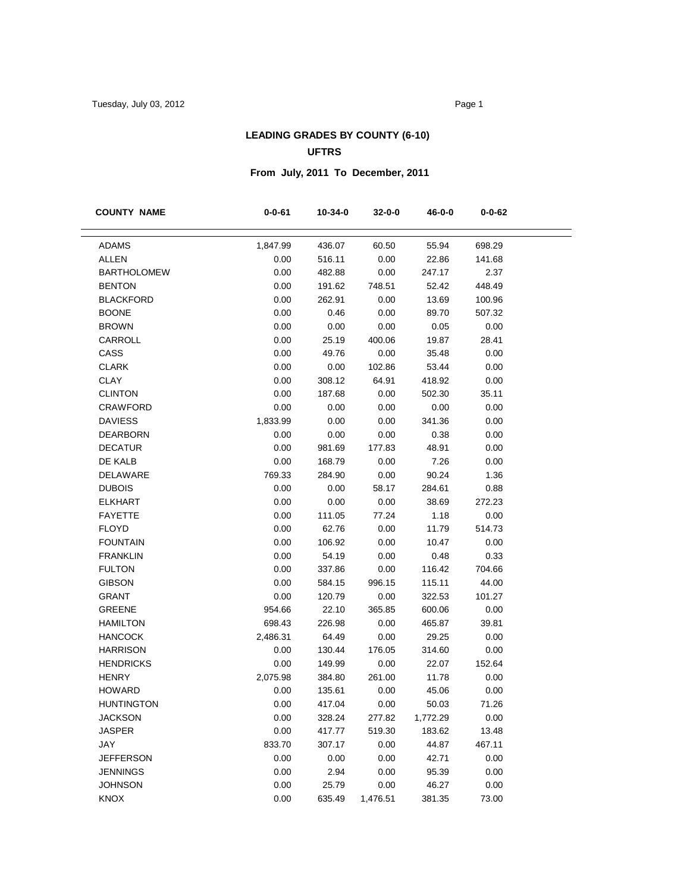# LEADING GRADES BY COUNTY (6-10)

## UFTRS

### From July, 2011 To December, 2011

| COUNTY NAME | 0-0-61 | 10-34-0 | 32-0-0 | 46-0-0 | 0-0-62 |
|---|---|---|---|---|---|
| ADAMS | 1,847.99 | 436.07 | 60.50 | 55.94 | 698.29 |
| ALLEN | 0.00 | 516.11 | 0.00 | 22.86 | 141.68 |
| BARTHOLOMEW | 0.00 | 482.88 | 0.00 | 247.17 | 2.37 |
| BENTON | 0.00 | 191.62 | 748.51 | 52.42 | 448.49 |
| BLACKFORD | 0.00 | 262.91 | 0.00 | 13.69 | 100.96 |
| BOONE | 0.00 | 0.46 | 0.00 | 89.70 | 507.32 |
| BROWN | 0.00 | 0.00 | 0.00 | 0.05 | 0.00 |
| CARROLL | 0.00 | 25.19 | 400.06 | 19.87 | 28.41 |
| CASS | 0.00 | 49.76 | 0.00 | 35.48 | 0.00 |
| CLARK | 0.00 | 0.00 | 102.86 | 53.44 | 0.00 |
| CLAY | 0.00 | 308.12 | 64.91 | 418.92 | 0.00 |
| CLINTON | 0.00 | 187.68 | 0.00 | 502.30 | 35.11 |
| CRAWFORD | 0.00 | 0.00 | 0.00 | 0.00 | 0.00 |
| DAVIESS | 1,833.99 | 0.00 | 0.00 | 341.36 | 0.00 |
| DEARBORN | 0.00 | 0.00 | 0.00 | 0.38 | 0.00 |
| DECATUR | 0.00 | 981.69 | 177.83 | 48.91 | 0.00 |
| DE KALB | 0.00 | 168.79 | 0.00 | 7.26 | 0.00 |
| DELAWARE | 769.33 | 284.90 | 0.00 | 90.24 | 1.36 |
| DUBOIS | 0.00 | 0.00 | 58.17 | 284.61 | 0.88 |
| ELKHART | 0.00 | 0.00 | 0.00 | 38.69 | 272.23 |
| FAYETTE | 0.00 | 111.05 | 77.24 | 1.18 | 0.00 |
| FLOYD | 0.00 | 62.76 | 0.00 | 11.79 | 514.73 |
| FOUNTAIN | 0.00 | 106.92 | 0.00 | 10.47 | 0.00 |
| FRANKLIN | 0.00 | 54.19 | 0.00 | 0.48 | 0.33 |
| FULTON | 0.00 | 337.86 | 0.00 | 116.42 | 704.66 |
| GIBSON | 0.00 | 584.15 | 996.15 | 115.11 | 44.00 |
| GRANT | 0.00 | 120.79 | 0.00 | 322.53 | 101.27 |
| GREENE | 954.66 | 22.10 | 365.85 | 600.06 | 0.00 |
| HAMILTON | 698.43 | 226.98 | 0.00 | 465.87 | 39.81 |
| HANCOCK | 2,486.31 | 64.49 | 0.00 | 29.25 | 0.00 |
| HARRISON | 0.00 | 130.44 | 176.05 | 314.60 | 0.00 |
| HENDRICKS | 0.00 | 149.99 | 0.00 | 22.07 | 152.64 |
| HENRY | 2,075.98 | 384.80 | 261.00 | 11.78 | 0.00 |
| HOWARD | 0.00 | 135.61 | 0.00 | 45.06 | 0.00 |
| HUNTINGTON | 0.00 | 417.04 | 0.00 | 50.03 | 71.26 |
| JACKSON | 0.00 | 328.24 | 277.82 | 1,772.29 | 0.00 |
| JASPER | 0.00 | 417.77 | 519.30 | 183.62 | 13.48 |
| JAY | 833.70 | 307.17 | 0.00 | 44.87 | 467.11 |
| JEFFERSON | 0.00 | 0.00 | 0.00 | 42.71 | 0.00 |
| JENNINGS | 0.00 | 2.94 | 0.00 | 95.39 | 0.00 |
| JOHNSON | 0.00 | 25.79 | 0.00 | 46.27 | 0.00 |
| KNOX | 0.00 | 635.49 | 1,476.51 | 381.35 | 73.00 |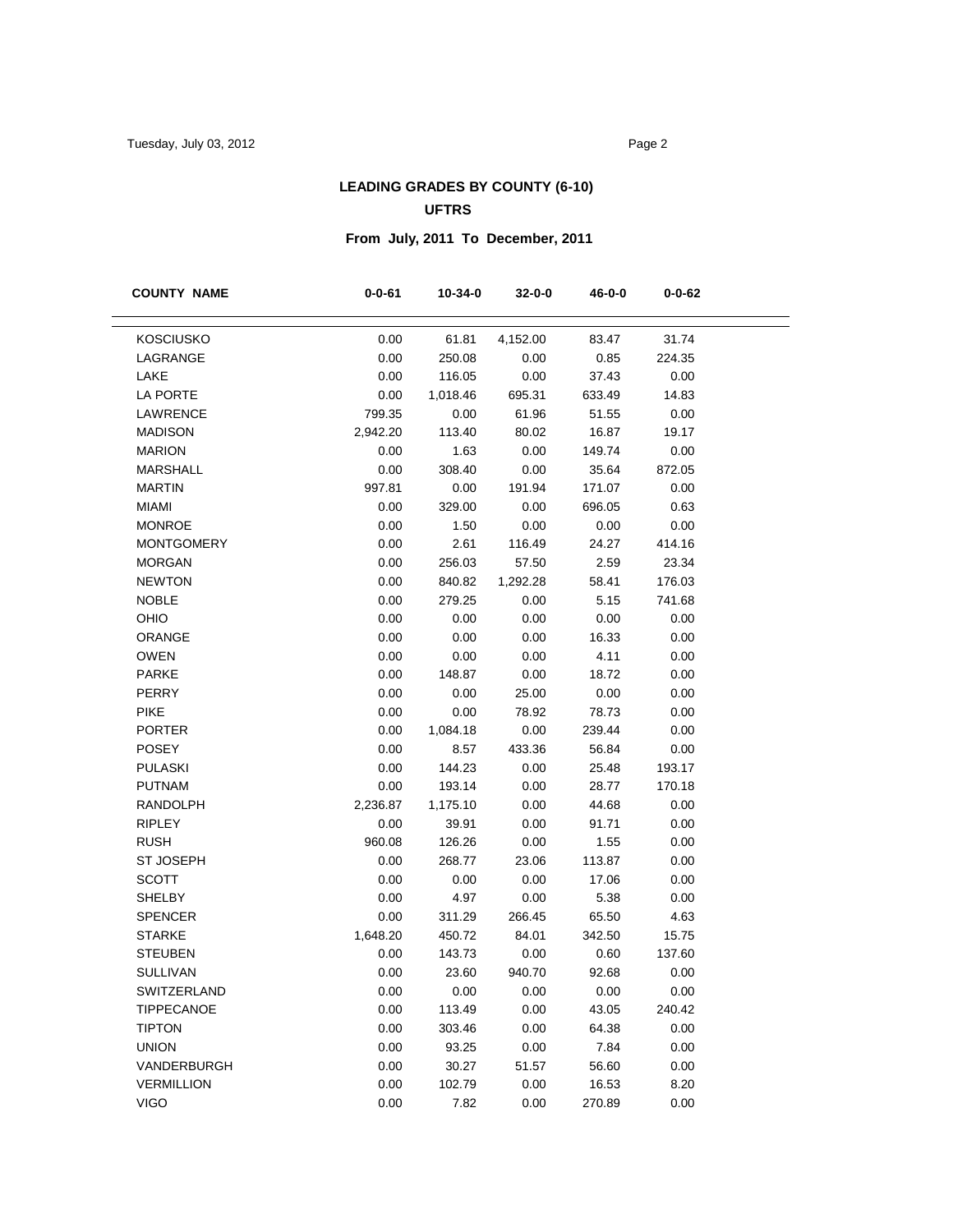## LEADING GRADES BY COUNTY (6-10)

### UFTRS

### From July, 2011 To December, 2011

| COUNTY NAME | 0-0-61 | 10-34-0 | 32-0-0 | 46-0-0 | 0-0-62 |
|---|---|---|---|---|---|
| KOSCIUSKO | 0.00 | 61.81 | 4,152.00 | 83.47 | 31.74 |
| LAGRANGE | 0.00 | 250.08 | 0.00 | 0.85 | 224.35 |
| LAKE | 0.00 | 116.05 | 0.00 | 37.43 | 0.00 |
| LA PORTE | 0.00 | 1,018.46 | 695.31 | 633.49 | 14.83 |
| LAWRENCE | 799.35 | 0.00 | 61.96 | 51.55 | 0.00 |
| MADISON | 2,942.20 | 113.40 | 80.02 | 16.87 | 19.17 |
| MARION | 0.00 | 1.63 | 0.00 | 149.74 | 0.00 |
| MARSHALL | 0.00 | 308.40 | 0.00 | 35.64 | 872.05 |
| MARTIN | 997.81 | 0.00 | 191.94 | 171.07 | 0.00 |
| MIAMI | 0.00 | 329.00 | 0.00 | 696.05 | 0.63 |
| MONROE | 0.00 | 1.50 | 0.00 | 0.00 | 0.00 |
| MONTGOMERY | 0.00 | 2.61 | 116.49 | 24.27 | 414.16 |
| MORGAN | 0.00 | 256.03 | 57.50 | 2.59 | 23.34 |
| NEWTON | 0.00 | 840.82 | 1,292.28 | 58.41 | 176.03 |
| NOBLE | 0.00 | 279.25 | 0.00 | 5.15 | 741.68 |
| OHIO | 0.00 | 0.00 | 0.00 | 0.00 | 0.00 |
| ORANGE | 0.00 | 0.00 | 0.00 | 16.33 | 0.00 |
| OWEN | 0.00 | 0.00 | 0.00 | 4.11 | 0.00 |
| PARKE | 0.00 | 148.87 | 0.00 | 18.72 | 0.00 |
| PERRY | 0.00 | 0.00 | 25.00 | 0.00 | 0.00 |
| PIKE | 0.00 | 0.00 | 78.92 | 78.73 | 0.00 |
| PORTER | 0.00 | 1,084.18 | 0.00 | 239.44 | 0.00 |
| POSEY | 0.00 | 8.57 | 433.36 | 56.84 | 0.00 |
| PULASKI | 0.00 | 144.23 | 0.00 | 25.48 | 193.17 |
| PUTNAM | 0.00 | 193.14 | 0.00 | 28.77 | 170.18 |
| RANDOLPH | 2,236.87 | 1,175.10 | 0.00 | 44.68 | 0.00 |
| RIPLEY | 0.00 | 39.91 | 0.00 | 91.71 | 0.00 |
| RUSH | 960.08 | 126.26 | 0.00 | 1.55 | 0.00 |
| ST JOSEPH | 0.00 | 268.77 | 23.06 | 113.87 | 0.00 |
| SCOTT | 0.00 | 0.00 | 0.00 | 17.06 | 0.00 |
| SHELBY | 0.00 | 4.97 | 0.00 | 5.38 | 0.00 |
| SPENCER | 0.00 | 311.29 | 266.45 | 65.50 | 4.63 |
| STARKE | 1,648.20 | 450.72 | 84.01 | 342.50 | 15.75 |
| STEUBEN | 0.00 | 143.73 | 0.00 | 0.60 | 137.60 |
| SULLIVAN | 0.00 | 23.60 | 940.70 | 92.68 | 0.00 |
| SWITZERLAND | 0.00 | 0.00 | 0.00 | 0.00 | 0.00 |
| TIPPECANOE | 0.00 | 113.49 | 0.00 | 43.05 | 240.42 |
| TIPTON | 0.00 | 303.46 | 0.00 | 64.38 | 0.00 |
| UNION | 0.00 | 93.25 | 0.00 | 7.84 | 0.00 |
| VANDERBURGH | 0.00 | 30.27 | 51.57 | 56.60 | 0.00 |
| VERMILLION | 0.00 | 102.79 | 0.00 | 16.53 | 8.20 |
| VIGO | 0.00 | 7.82 | 0.00 | 270.89 | 0.00 |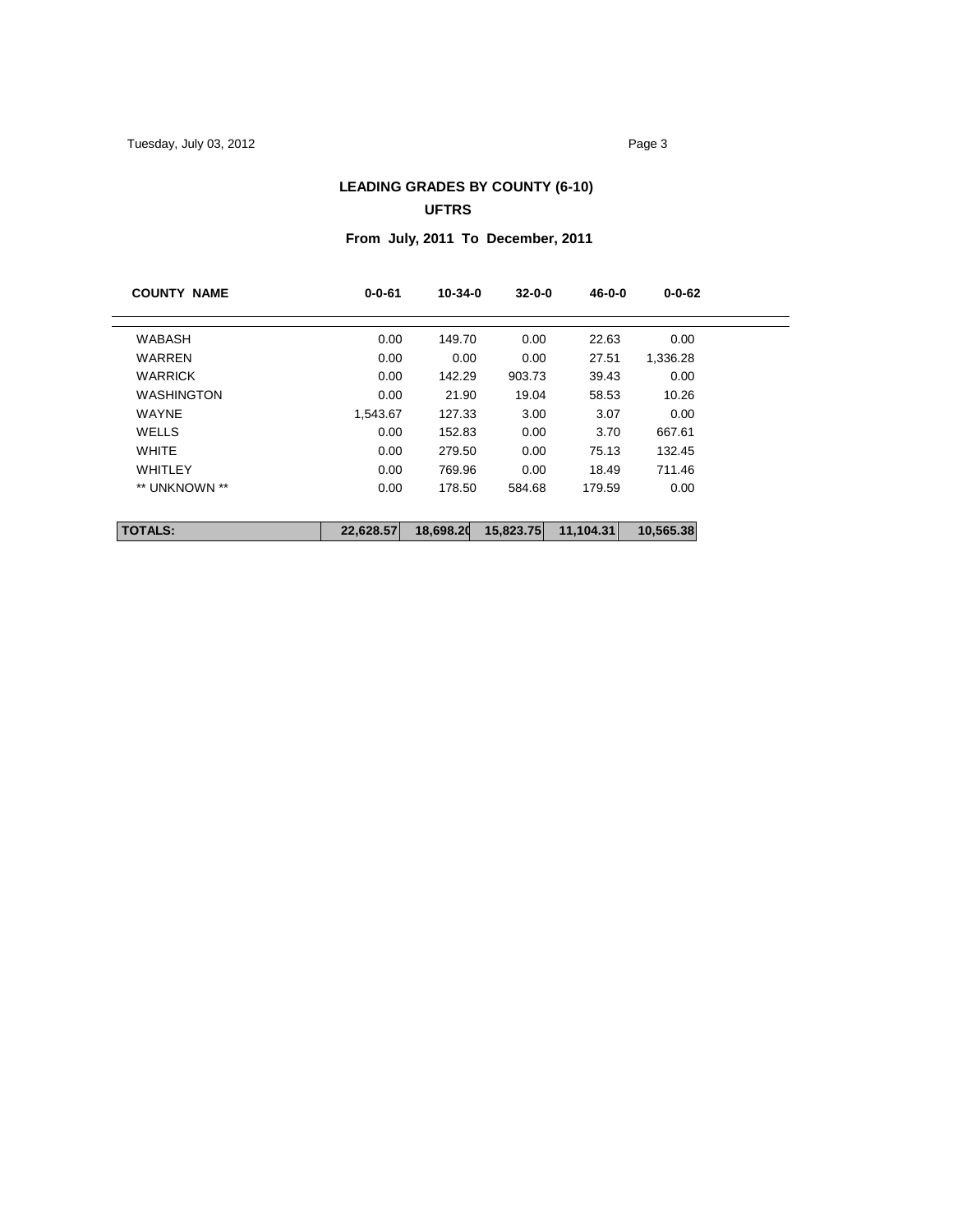## LEADING GRADES BY COUNTY (6-10)

## UFTRS

### From July, 2011 To December, 2011

| COUNTY NAME | 0-0-61 | 10-34-0 | 32-0-0 | 46-0-0 | 0-0-62 |
|---|---|---|---|---|---|
| WABASH | 0.00 | 149.70 | 0.00 | 22.63 | 0.00 |
| WARREN | 0.00 | 0.00 | 0.00 | 27.51 | 1,336.28 |
| WARRICK | 0.00 | 142.29 | 903.73 | 39.43 | 0.00 |
| WASHINGTON | 0.00 | 21.90 | 19.04 | 58.53 | 10.26 |
| WAYNE | 1,543.67 | 127.33 | 3.00 | 3.07 | 0.00 |
| WELLS | 0.00 | 152.83 | 0.00 | 3.70 | 667.61 |
| WHITE | 0.00 | 279.50 | 0.00 | 75.13 | 132.45 |
| WHITLEY | 0.00 | 769.96 | 0.00 | 18.49 | 711.46 |
| ** UNKNOWN ** | 0.00 | 178.50 | 584.68 | 179.59 | 0.00 |
| **TOTALS:** | **22,628.57** | **18,698.20** | **15,823.75** | **11,104.31** | **10,565.38** |